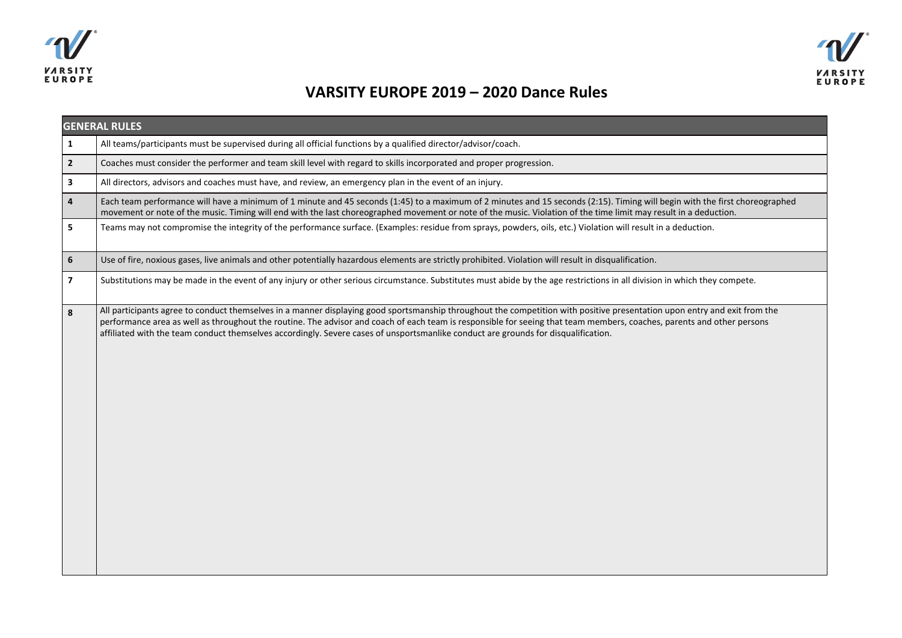# VARSITY EUROPE 2019 – 2020 Dance Rules

| GENERAL RULES | |
|---|---|
| 1 | All teams/participants must be supervised during all official functions by a qualified director/advisor/coach. |
| 2 | Coaches must consider the performer and team skill level with regard to skills incorporated and proper progression. |
| 3 | All directors, advisors and coaches must have, and review, an emergency plan in the event of an injury. |
| 4 | Each team performance will have a minimum of 1 minute and 45 seconds (1:45) to a maximum of 2 minutes and 15 seconds (2:15). Timing will begin with the first choreographed movement or note of the music. Timing will end with the last choreographed movement or note of the music. Violation of the time limit may result in a deduction. |
| 5 | Teams may not compromise the integrity of the performance surface. (Examples: residue from sprays, powders, oils, etc.) Violation will result in a deduction. |
| 6 | Use of fire, noxious gases, live animals and other potentially hazardous elements are strictly prohibited. Violation will result in disqualification. |
| 7 | Substitutions may be made in the event of any injury or other serious circumstance. Substitutes must abide by the age restrictions in all division in which they compete. |
| 8 | All participants agree to conduct themselves in a manner displaying good sportsmanship throughout the competition with positive presentation upon entry and exit from the performance area as well as throughout the routine. The advisor and coach of each team is responsible for seeing that team members, coaches, parents and other persons affiliated with the team conduct themselves accordingly. Severe cases of unsportsmanlike conduct are grounds for disqualification. |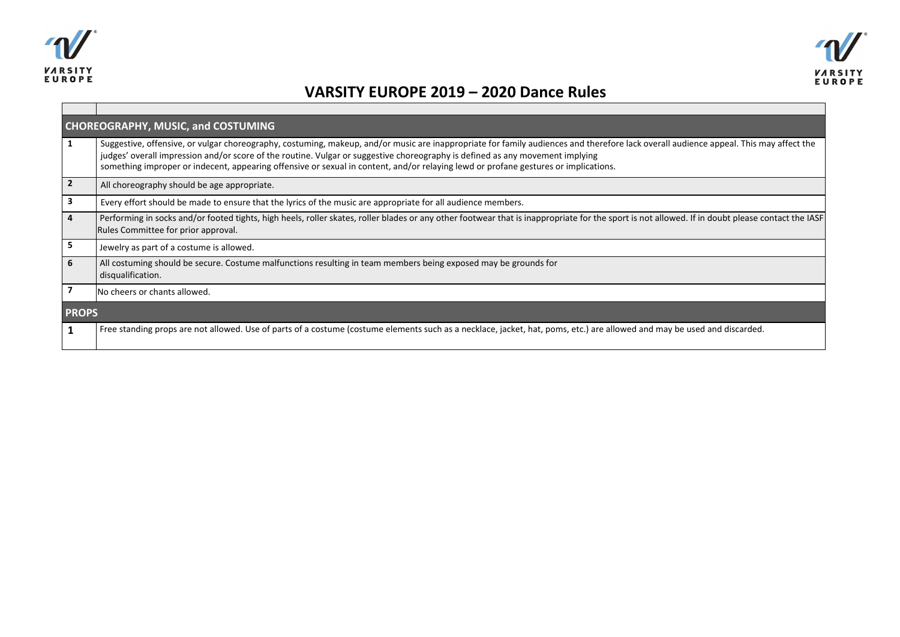# VARSITY EUROPE 2019 – 2020 Dance Rules

| | |
|---|---|
| **CHOREOGRAPHY, MUSIC, and COSTUMING** | |
| 1 | Suggestive, offensive, or vulgar choreography, costuming, makeup, and/or music are inappropriate for family audiences and therefore lack overall audience appeal. This may affect the judges' overall impression and/or score of the routine. Vulgar or suggestive choreography is defined as any movement implying something improper or indecent, appearing offensive or sexual in content, and/or relaying lewd or profane gestures or implications. |
| 2 | All choreography should be age appropriate. |
| 3 | Every effort should be made to ensure that the lyrics of the music are appropriate for all audience members. |
| 4 | Performing in socks and/or footed tights, high heels, roller skates, roller blades or any other footwear that is inappropriate for the sport is not allowed. If in doubt please contact the IASF Rules Committee for prior approval. |
| 5 | Jewelry as part of a costume is allowed. |
| 6 | All costuming should be secure. Costume malfunctions resulting in team members being exposed may be grounds for disqualification. |
| 7 | No cheers or chants allowed. |
| **PROPS** | |
| 1 | Free standing props are not allowed. Use of parts of a costume (costume elements such as a necklace, jacket, hat, poms, etc.) are allowed and may be used and discarded. |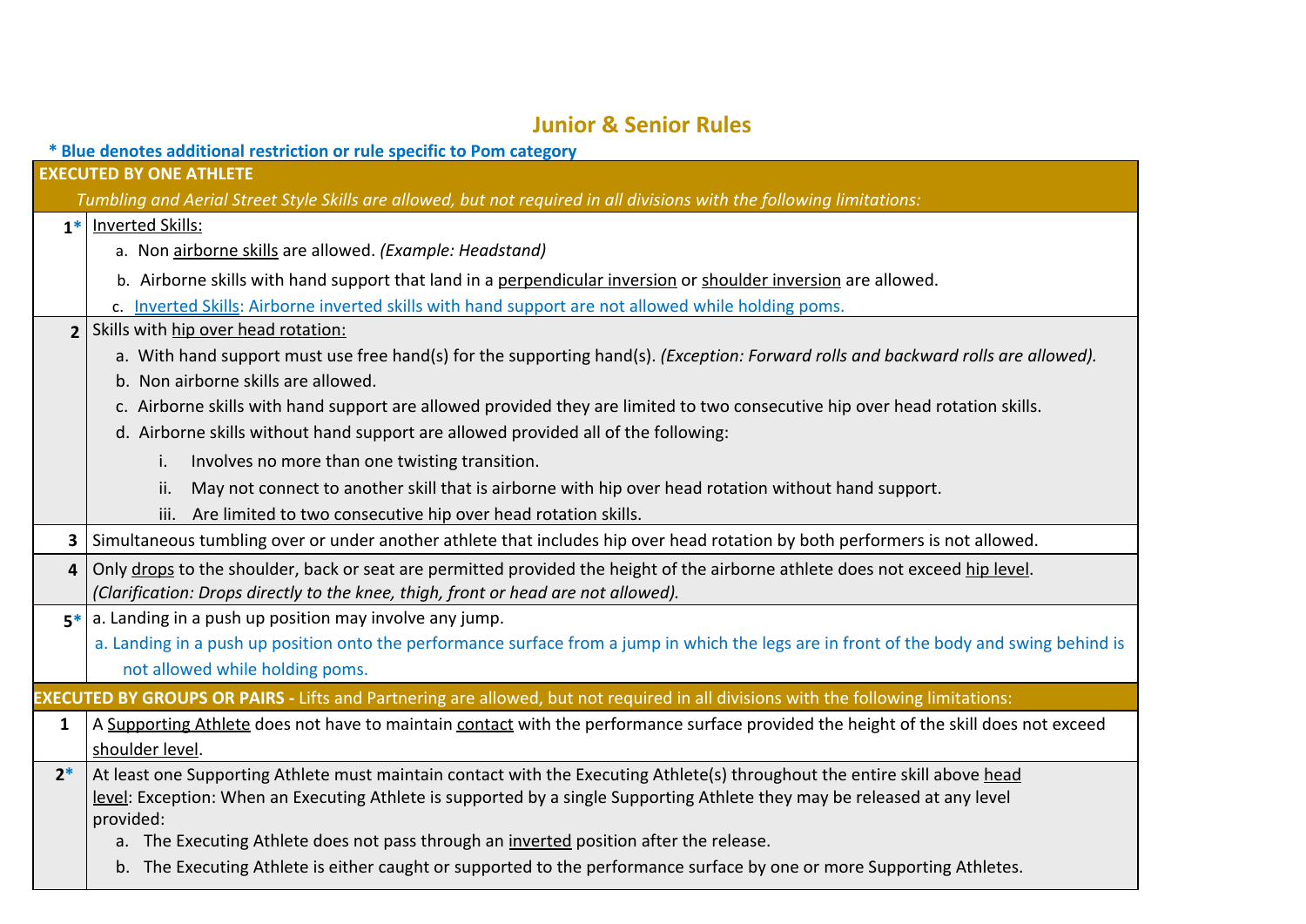# Junior & Senior Rules

**\* Blue denotes additional restriction or rule specific to Pom category**

| | **EXECUTED BY ONE ATHLETE** |
|---|---|
| | *Tumbling and Aerial Street Style Skills are allowed, but not required in all divisions with the following limitations:* |
| **1*** | Inverted Skills:<br>a. Non airborne skills are allowed. *(Example: Headstand)*<br>b. Airborne skills with hand support that land in a perpendicular inversion or shoulder inversion are allowed.<br>c. Inverted Skills: Airborne inverted skills with hand support are not allowed while holding poms. |
| **2** | Skills with hip over head rotation:<br>a. With hand support must use free hand(s) for the supporting hand(s). *(Exception: Forward rolls and backward rolls are allowed).*<br>b. Non airborne skills are allowed.<br>c. Airborne skills with hand support are allowed provided they are limited to two consecutive hip over head rotation skills.<br>d. Airborne skills without hand support are allowed provided all of the following:<br>i. Involves no more than one twisting transition.<br>ii. May not connect to another skill that is airborne with hip over head rotation without hand support.<br>iii. Are limited to two consecutive hip over head rotation skills. |
| **3** | Simultaneous tumbling over or under another athlete that includes hip over head rotation by both performers is not allowed. |
| **4** | Only drops to the shoulder, back or seat are permitted provided the height of the airborne athlete does not exceed hip level.<br>*(Clarification: Drops directly to the knee, thigh, front or head are not allowed).* |
| **5*** | a. Landing in a push up position may involve any jump.<br>a. Landing in a push up position onto the performance surface from a jump in which the legs are in front of the body and swing behind is not allowed while holding poms. |
| | **EXECUTED BY GROUPS OR PAIRS -** Lifts and Partnering are allowed, but not required in all divisions with the following limitations: |
| **1** | A Supporting Athlete does not have to maintain contact with the performance surface provided the height of the skill does not exceed shoulder level. |
| **2*** | At least one Supporting Athlete must maintain contact with the Executing Athlete(s) throughout the entire skill above head level: Exception: When an Executing Athlete is supported by a single Supporting Athlete they may be released at any level provided:<br>a. The Executing Athlete does not pass through an inverted position after the release.<br>b. The Executing Athlete is either caught or supported to the performance surface by one or more Supporting Athletes. |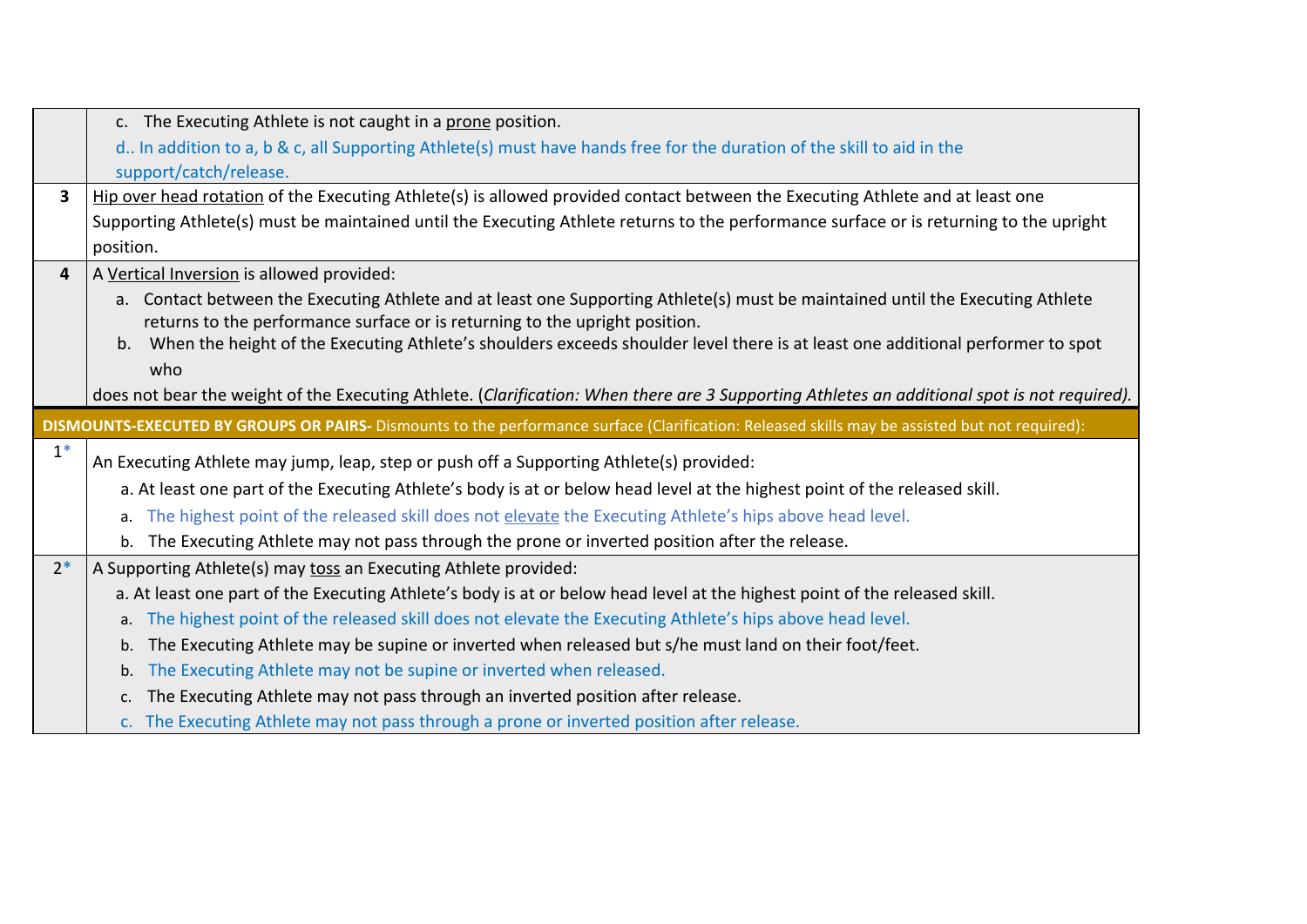| | |
|---|---|
| | c. The Executing Athlete is not caught in a prone position.<br>d.. In addition to a, b & c, all Supporting Athlete(s) must have hands free for the duration of the skill to aid in the support/catch/release. |
| **3** | Hip over head rotation of the Executing Athlete(s) is allowed provided contact between the Executing Athlete and at least one Supporting Athlete(s) must be maintained until the Executing Athlete returns to the performance surface or is returning to the upright position. |
| **4** | A Vertical Inversion is allowed provided:<br>a. Contact between the Executing Athlete and at least one Supporting Athlete(s) must be maintained until the Executing Athlete returns to the performance surface or is returning to the upright position.<br>b. When the height of the Executing Athlete's shoulders exceeds shoulder level there is at least one additional performer to spot who does not bear the weight of the Executing Athlete. (*Clarification: When there are 3 Supporting Athletes an additional spot is not required).* |
| **DISMOUNTS-EXECUTED BY GROUPS OR PAIRS-** Dismounts to the performance surface (Clarification: Released skills may be assisted but not required): | |
| 1* | An Executing Athlete may jump, leap, step or push off a Supporting Athlete(s) provided:<br>a. At least one part of the Executing Athlete's body is at or below head level at the highest point of the released skill.<br>a. The highest point of the released skill does not elevate the Executing Athlete's hips above head level.<br>b. The Executing Athlete may not pass through the prone or inverted position after the release. |
| 2* | A Supporting Athlete(s) may toss an Executing Athlete provided:<br>a. At least one part of the Executing Athlete's body is at or below head level at the highest point of the released skill.<br>a. The highest point of the released skill does not elevate the Executing Athlete's hips above head level.<br>b. The Executing Athlete may be supine or inverted when released but s/he must land on their foot/feet.<br>b. The Executing Athlete may not be supine or inverted when released.<br>c. The Executing Athlete may not pass through an inverted position after release.<br>c. The Executing Athlete may not pass through a prone or inverted position after release. |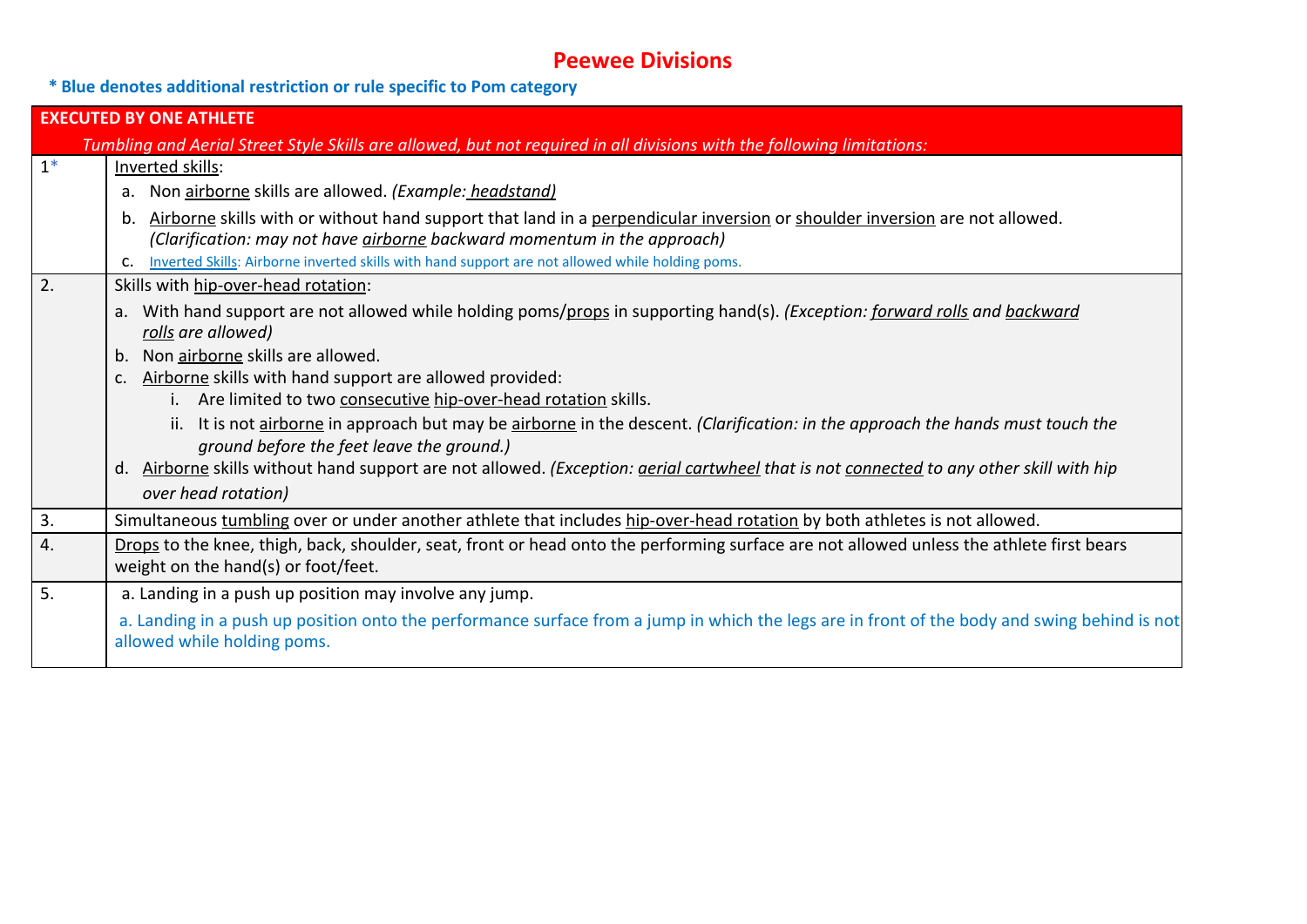# Peewee Divisions

**\* Blue denotes additional restriction or rule specific to Pom category**

| **EXECUTED BY ONE ATHLETE** | |
|---|---|
| *Tumbling and Aerial Street Style Skills are allowed, but not required in all divisions with the following limitations:* | |
| 1* | Inverted skills:<br>a. Non airborne skills are allowed. *(Example: headstand)*<br>b. Airborne skills with or without hand support that land in a perpendicular inversion or shoulder inversion are not allowed. *(Clarification: may not have airborne backward momentum in the approach)*<br>c. Inverted Skills: Airborne inverted skills with hand support are not allowed while holding poms. |
| 2. | Skills with hip-over-head rotation:<br>a. With hand support are not allowed while holding poms/props in supporting hand(s). *(Exception: forward rolls and backward rolls are allowed)*<br>b. Non airborne skills are allowed.<br>c. Airborne skills with hand support are allowed provided:<br>i. Are limited to two consecutive hip-over-head rotation skills.<br>ii. It is not airborne in approach but may be airborne in the descent. *(Clarification: in the approach the hands must touch the ground before the feet leave the ground.)*<br>d. Airborne skills without hand support are not allowed. *(Exception: aerial cartwheel that is not connected to any other skill with hip over head rotation)* |
| 3. | Simultaneous tumbling over or under another athlete that includes hip-over-head rotation by both athletes is not allowed. |
| 4. | Drops to the knee, thigh, back, shoulder, seat, front or head onto the performing surface are not allowed unless the athlete first bears weight on the hand(s) or foot/feet. |
| 5. | a. Landing in a push up position may involve any jump.<br>a. Landing in a push up position onto the performance surface from a jump in which the legs are in front of the body and swing behind is not allowed while holding poms. |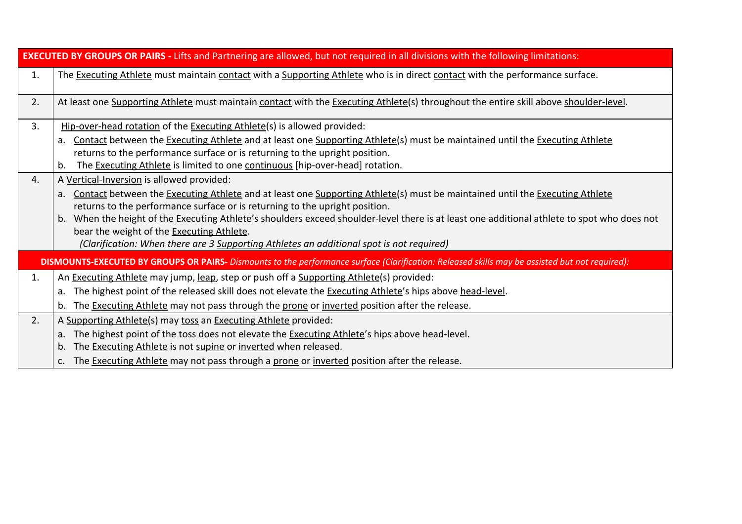| | |
|---|---|
| **EXECUTED BY GROUPS OR PAIRS -** Lifts and Partnering are allowed, but not required in all divisions with the following limitations: | |
| 1. | The Executing Athlete must maintain contact with a Supporting Athlete who is in direct contact with the performance surface. |
| 2. | At least one Supporting Athlete must maintain contact with the Executing Athlete(s) throughout the entire skill above shoulder-level. |
| 3. | Hip-over-head rotation of the Executing Athlete(s) is allowed provided:<br>a. Contact between the Executing Athlete and at least one Supporting Athlete(s) must be maintained until the Executing Athlete returns to the performance surface or is returning to the upright position.<br>b. The Executing Athlete is limited to one continuous [hip-over-head] rotation. |
| 4. | A Vertical-Inversion is allowed provided:<br>a. Contact between the Executing Athlete and at least one Supporting Athlete(s) must be maintained until the Executing Athlete returns to the performance surface or is returning to the upright position.<br>b. When the height of the Executing Athlete's shoulders exceed shoulder-level there is at least one additional athlete to spot who does not bear the weight of the Executing Athlete.<br>*(Clarification: When there are 3 Supporting Athletes an additional spot is not required)* |
| **DISMOUNTS-EXECUTED BY GROUPS OR PAIRS-** *Dismounts to the performance surface (Clarification: Released skills may be assisted but not required):* | |
| 1. | An Executing Athlete may jump, leap, step or push off a Supporting Athlete(s) provided:<br>a. The highest point of the released skill does not elevate the Executing Athlete's hips above head-level.<br>b. The Executing Athlete may not pass through the prone or inverted position after the release. |
| 2. | A Supporting Athlete(s) may toss an Executing Athlete provided:<br>a. The highest point of the toss does not elevate the Executing Athlete's hips above head-level.<br>b. The Executing Athlete is not supine or inverted when released.<br>c. The Executing Athlete may not pass through a prone or inverted position after the release. |